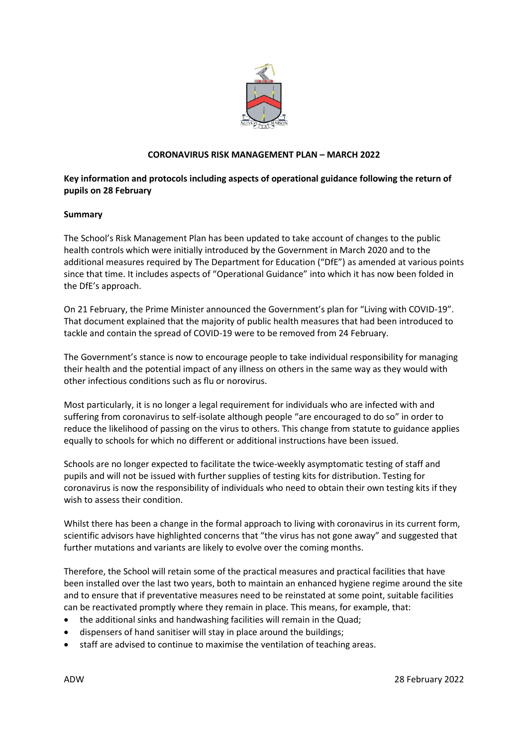# CORONAVIRUS RISK MANAGEMENT PLAN – MARCH 2022

## Key information and protocols including aspects of operational guidance following the return of pupils on 28 February

### Summary

The School's Risk Management Plan has been updated to take account of changes to the public health controls which were initially introduced by the Government in March 2020 and to the additional measures required by The Department for Education ("DfE") as amended at various points since that time. It includes aspects of "Operational Guidance" into which it has now been folded in the DfE's approach.

On 21 February, the Prime Minister announced the Government's plan for "Living with COVID-19". That document explained that the majority of public health measures that had been introduced to tackle and contain the spread of COVID-19 were to be removed from 24 February.

The Government's stance is now to encourage people to take individual responsibility for managing their health and the potential impact of any illness on others in the same way as they would with other infectious conditions such as flu or norovirus.

Most particularly, it is no longer a legal requirement for individuals who are infected with and suffering from coronavirus to self-isolate although people "are encouraged to do so" in order to reduce the likelihood of passing on the virus to others. This change from statute to guidance applies equally to schools for which no different or additional instructions have been issued.

Schools are no longer expected to facilitate the twice-weekly asymptomatic testing of staff and pupils and will not be issued with further supplies of testing kits for distribution. Testing for coronavirus is now the responsibility of individuals who need to obtain their own testing kits if they wish to assess their condition.

Whilst there has been a change in the formal approach to living with coronavirus in its current form, scientific advisors have highlighted concerns that "the virus has not gone away" and suggested that further mutations and variants are likely to evolve over the coming months.

Therefore, the School will retain some of the practical measures and practical facilities that have been installed over the last two years, both to maintain an enhanced hygiene regime around the site and to ensure that if preventative measures need to be reinstated at some point, suitable facilities can be reactivated promptly where they remain in place. This means, for example, that:

- the additional sinks and handwashing facilities will remain in the Quad;
- dispensers of hand sanitiser will stay in place around the buildings;
- staff are advised to continue to maximise the ventilation of teaching areas.

ADW 28 February 2022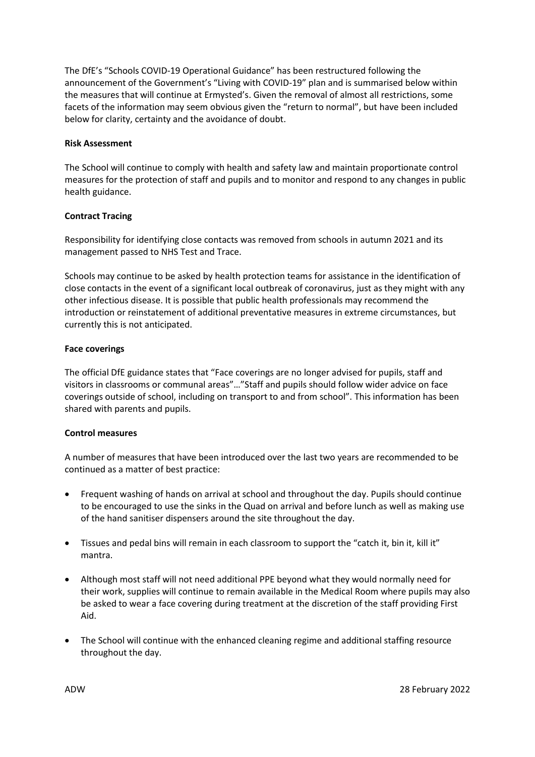The DfE's "Schools COVID-19 Operational Guidance" has been restructured following the announcement of the Government's "Living with COVID-19" plan and is summarised below within the measures that will continue at Ermysted's. Given the removal of almost all restrictions, some facets of the information may seem obvious given the "return to normal", but have been included below for clarity, certainty and the avoidance of doubt.

**Risk Assessment**

The School will continue to comply with health and safety law and maintain proportionate control measures for the protection of staff and pupils and to monitor and respond to any changes in public health guidance.

**Contract Tracing**

Responsibility for identifying close contacts was removed from schools in autumn 2021 and its management passed to NHS Test and Trace.

Schools may continue to be asked by health protection teams for assistance in the identification of close contacts in the event of a significant local outbreak of coronavirus, just as they might with any other infectious disease. It is possible that public health professionals may recommend the introduction or reinstatement of additional preventative measures in extreme circumstances, but currently this is not anticipated.

**Face coverings**

The official DfE guidance states that "Face coverings are no longer advised for pupils, staff and visitors in classrooms or communal areas"…"Staff and pupils should follow wider advice on face coverings outside of school, including on transport to and from school". This information has been shared with parents and pupils.

**Control measures**

A number of measures that have been introduced over the last two years are recommended to be continued as a matter of best practice:

- Frequent washing of hands on arrival at school and throughout the day. Pupils should continue to be encouraged to use the sinks in the Quad on arrival and before lunch as well as making use of the hand sanitiser dispensers around the site throughout the day.
- Tissues and pedal bins will remain in each classroom to support the "catch it, bin it, kill it" mantra.
- Although most staff will not need additional PPE beyond what they would normally need for their work, supplies will continue to remain available in the Medical Room where pupils may also be asked to wear a face covering during treatment at the discretion of the staff providing First Aid.
- The School will continue with the enhanced cleaning regime and additional staffing resource throughout the day.

ADW 28 February 2022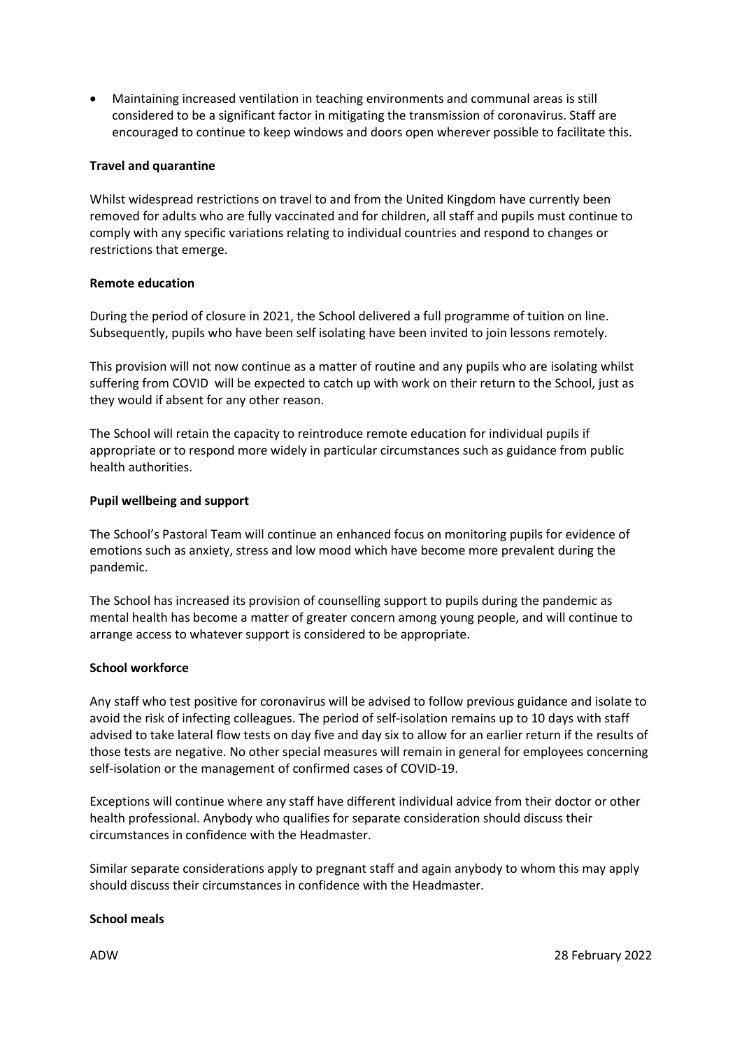- Maintaining increased ventilation in teaching environments and communal areas is still considered to be a significant factor in mitigating the transmission of coronavirus. Staff are encouraged to continue to keep windows and doors open wherever possible to facilitate this.

**Travel and quarantine**

Whilst widespread restrictions on travel to and from the United Kingdom have currently been removed for adults who are fully vaccinated and for children, all staff and pupils must continue to comply with any specific variations relating to individual countries and respond to changes or restrictions that emerge.

**Remote education**

During the period of closure in 2021, the School delivered a full programme of tuition on line. Subsequently, pupils who have been self isolating have been invited to join lessons remotely.

This provision will not now continue as a matter of routine and any pupils who are isolating whilst suffering from COVID will be expected to catch up with work on their return to the School, just as they would if absent for any other reason.

The School will retain the capacity to reintroduce remote education for individual pupils if appropriate or to respond more widely in particular circumstances such as guidance from public health authorities.

**Pupil wellbeing and support**

The School's Pastoral Team will continue an enhanced focus on monitoring pupils for evidence of emotions such as anxiety, stress and low mood which have become more prevalent during the pandemic.

The School has increased its provision of counselling support to pupils during the pandemic as mental health has become a matter of greater concern among young people, and will continue to arrange access to whatever support is considered to be appropriate.

**School workforce**

Any staff who test positive for coronavirus will be advised to follow previous guidance and isolate to avoid the risk of infecting colleagues. The period of self-isolation remains up to 10 days with staff advised to take lateral flow tests on day five and day six to allow for an earlier return if the results of those tests are negative. No other special measures will remain in general for employees concerning self-isolation or the management of confirmed cases of COVID-19.

Exceptions will continue where any staff have different individual advice from their doctor or other health professional. Anybody who qualifies for separate consideration should discuss their circumstances in confidence with the Headmaster.

Similar separate considerations apply to pregnant staff and again anybody to whom this may apply should discuss their circumstances in confidence with the Headmaster.

**School meals**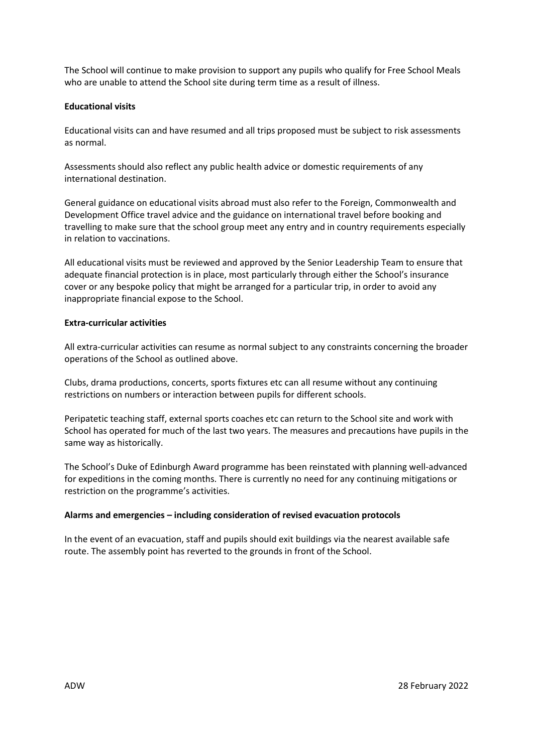The School will continue to make provision to support any pupils who qualify for Free School Meals who are unable to attend the School site during term time as a result of illness.

**Educational visits**

Educational visits can and have resumed and all trips proposed must be subject to risk assessments as normal.

Assessments should also reflect any public health advice or domestic requirements of any international destination.

General guidance on educational visits abroad must also refer to the Foreign, Commonwealth and Development Office travel advice and the guidance on international travel before booking and travelling to make sure that the school group meet any entry and in country requirements especially in relation to vaccinations.

All educational visits must be reviewed and approved by the Senior Leadership Team to ensure that adequate financial protection is in place, most particularly through either the School's insurance cover or any bespoke policy that might be arranged for a particular trip, in order to avoid any inappropriate financial expose to the School.

**Extra-curricular activities**

All extra-curricular activities can resume as normal subject to any constraints concerning the broader operations of the School as outlined above.

Clubs, drama productions, concerts, sports fixtures etc can all resume without any continuing restrictions on numbers or interaction between pupils for different schools.

Peripatetic teaching staff, external sports coaches etc can return to the School site and work with School has operated for much of the last two years. The measures and precautions have pupils in the same way as historically.

The School's Duke of Edinburgh Award programme has been reinstated with planning well-advanced for expeditions in the coming months. There is currently no need for any continuing mitigations or restriction on the programme's activities.

**Alarms and emergencies – including consideration of revised evacuation protocols**

In the event of an evacuation, staff and pupils should exit buildings via the nearest available safe route. The assembly point has reverted to the grounds in front of the School.

ADW 28 February 2022